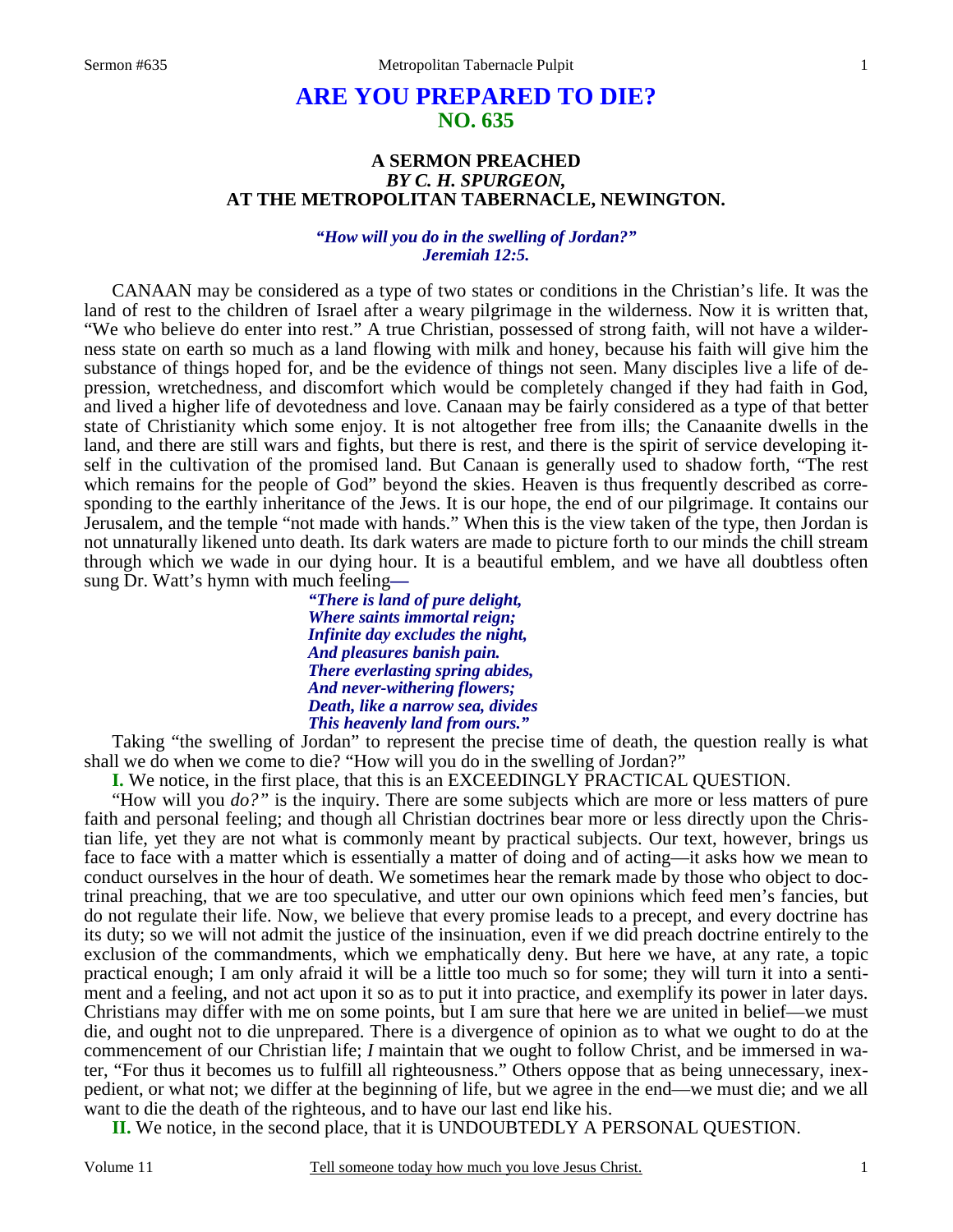# ARE YOU PREPARED TO DIE?
## NO. 635

### A SERMON PREACHED
### *BY C. H. SPURGEON,*
### AT THE METROPOLITAN TABERNACLE, NEWINGTON.

***"How will you do in the swelling of Jordan?"***
***Jeremiah 12:5.***

CANAAN may be considered as a type of two states or conditions in the Christian's life. It was the land of rest to the children of Israel after a weary pilgrimage in the wilderness. Now it is written that, "We who believe do enter into rest." A true Christian, possessed of strong faith, will not have a wilderness state on earth so much as a land flowing with milk and honey, because his faith will give him the substance of things hoped for, and be the evidence of things not seen. Many disciples live a life of depression, wretchedness, and discomfort which would be completely changed if they had faith in God, and lived a higher life of devotedness and love. Canaan may be fairly considered as a type of that better state of Christianity which some enjoy. It is not altogether free from ills; the Canaanite dwells in the land, and there are still wars and fights, but there is rest, and there is the spirit of service developing itself in the cultivation of the promised land. But Canaan is generally used to shadow forth, "The rest which remains for the people of God" beyond the skies. Heaven is thus frequently described as corresponding to the earthly inheritance of the Jews. It is our hope, the end of our pilgrimage. It contains our Jerusalem, and the temple "not made with hands." When this is the view taken of the type, then Jordan is not unnaturally likened unto death. Its dark waters are made to picture forth to our minds the chill stream through which we wade in our dying hour. It is a beautiful emblem, and we have all doubtless often sung Dr. Watt's hymn with much feeling**—**

> ***"There is land of pure delight,***
> ***Where saints immortal reign;***
> ***Infinite day excludes the night,***
> ***And pleasures banish pain.***
> ***There everlasting spring abides,***
> ***And never-withering flowers;***
> ***Death, like a narrow sea, divides***
> ***This heavenly land from ours."***

Taking "the swelling of Jordan" to represent the precise time of death, the question really is what shall we do when we come to die? "How will you do in the swelling of Jordan?"

**I.** We notice, in the first place, that this is an EXCEEDINGLY PRACTICAL QUESTION.

"How will you *do?"* is the inquiry. There are some subjects which are more or less matters of pure faith and personal feeling; and though all Christian doctrines bear more or less directly upon the Christian life, yet they are not what is commonly meant by practical subjects. Our text, however, brings us face to face with a matter which is essentially a matter of doing and of acting—it asks how we mean to conduct ourselves in the hour of death. We sometimes hear the remark made by those who object to doctrinal preaching, that we are too speculative, and utter our own opinions which feed men's fancies, but do not regulate their life. Now, we believe that every promise leads to a precept, and every doctrine has its duty; so we will not admit the justice of the insinuation, even if we did preach doctrine entirely to the exclusion of the commandments, which we emphatically deny. But here we have, at any rate, a topic practical enough; I am only afraid it will be a little too much so for some; they will turn it into a sentiment and a feeling, and not act upon it so as to put it into practice, and exemplify its power in later days. Christians may differ with me on some points, but I am sure that here we are united in belief—we must die, and ought not to die unprepared. There is a divergence of opinion as to what we ought to do at the commencement of our Christian life; *I* maintain that we ought to follow Christ, and be immersed in water, "For thus it becomes us to fulfill all righteousness." Others oppose that as being unnecessary, inexpedient, or what not; we differ at the beginning of life, but we agree in the end—we must die; and we all want to die the death of the righteous, and to have our last end like his.

**II.** We notice, in the second place, that it is UNDOUBTEDLY A PERSONAL QUESTION.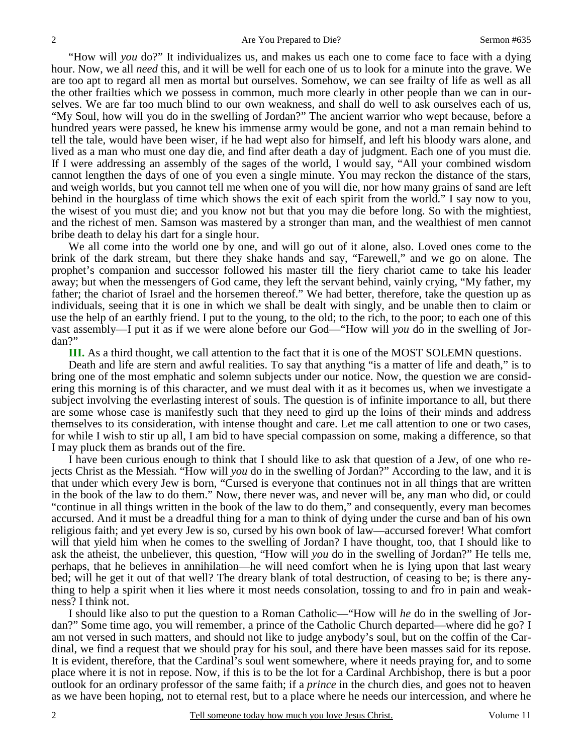"How will *you* do?" It individualizes us, and makes us each one to come face to face with a dying hour. Now, we all *need* this, and it will be well for each one of us to look for a minute into the grave. We are too apt to regard all men as mortal but ourselves. Somehow, we can see frailty of life as well as all the other frailties which we possess in common, much more clearly in other people than we can in ourselves. We are far too much blind to our own weakness, and shall do well to ask ourselves each of us, "My Soul, how will you do in the swelling of Jordan?" The ancient warrior who wept because, before a hundred years were passed, he knew his immense army would be gone, and not a man remain behind to tell the tale, would have been wiser, if he had wept also for himself, and left his bloody wars alone, and lived as a man who must one day die, and find after death a day of judgment. Each one of you must die. If I were addressing an assembly of the sages of the world, I would say, "All your combined wisdom cannot lengthen the days of one of you even a single minute. You may reckon the distance of the stars, and weigh worlds, but you cannot tell me when one of you will die, nor how many grains of sand are left behind in the hourglass of time which shows the exit of each spirit from the world." I say now to you, the wisest of you must die; and you know not but that you may die before long. So with the mightiest, and the richest of men. Samson was mastered by a stronger than man, and the wealthiest of men cannot bribe death to delay his dart for a single hour.

We all come into the world one by one, and will go out of it alone, also. Loved ones come to the brink of the dark stream, but there they shake hands and say, "Farewell," and we go on alone. The prophet's companion and successor followed his master till the fiery chariot came to take his leader away; but when the messengers of God came, they left the servant behind, vainly crying, "My father, my father; the chariot of Israel and the horsemen thereof." We had better, therefore, take the question up as individuals, seeing that it is one in which we shall be dealt with singly, and be unable then to claim or use the help of an earthly friend. I put to the young, to the old; to the rich, to the poor; to each one of this vast assembly—I put it as if we were alone before our God—"How will *you* do in the swelling of Jordan?"

**III.** As a third thought, we call attention to the fact that it is one of the MOST SOLEMN questions.

Death and life are stern and awful realities. To say that anything "is a matter of life and death," is to bring one of the most emphatic and solemn subjects under our notice. Now, the question we are considering this morning is of this character, and we must deal with it as it becomes us, when we investigate a subject involving the everlasting interest of souls. The question is of infinite importance to all, but there are some whose case is manifestly such that they need to gird up the loins of their minds and address themselves to its consideration, with intense thought and care. Let me call attention to one or two cases, for while I wish to stir up all, I am bid to have special compassion on some, making a difference, so that I may pluck them as brands out of the fire.

I have been curious enough to think that I should like to ask that question of a Jew, of one who rejects Christ as the Messiah. "How will *you* do in the swelling of Jordan?" According to the law, and it is that under which every Jew is born, "Cursed is everyone that continues not in all things that are written in the book of the law to do them." Now, there never was, and never will be, any man who did, or could "continue in all things written in the book of the law to do them," and consequently, every man becomes accursed. And it must be a dreadful thing for a man to think of dying under the curse and ban of his own religious faith; and yet every Jew is so, cursed by his own book of law—accursed forever! What comfort will that yield him when he comes to the swelling of Jordan? I have thought, too, that I should like to ask the atheist, the unbeliever, this question, "How will *you* do in the swelling of Jordan?" He tells me, perhaps, that he believes in annihilation—he will need comfort when he is lying upon that last weary bed; will he get it out of that well? The dreary blank of total destruction, of ceasing to be; is there anything to help a spirit when it lies where it most needs consolation, tossing to and fro in pain and weakness? I think not.

I should like also to put the question to a Roman Catholic—"How will *he* do in the swelling of Jordan?" Some time ago, you will remember, a prince of the Catholic Church departed—where did he go? I am not versed in such matters, and should not like to judge anybody's soul, but on the coffin of the Cardinal, we find a request that we should pray for his soul, and there have been masses said for its repose. It is evident, therefore, that the Cardinal's soul went somewhere, where it needs praying for, and to some place where it is not in repose. Now, if this is to be the lot for a Cardinal Archbishop, there is but a poor outlook for an ordinary professor of the same faith; if a *prince* in the church dies, and goes not to heaven as we have been hoping, not to eternal rest, but to a place where he needs our intercession, and where he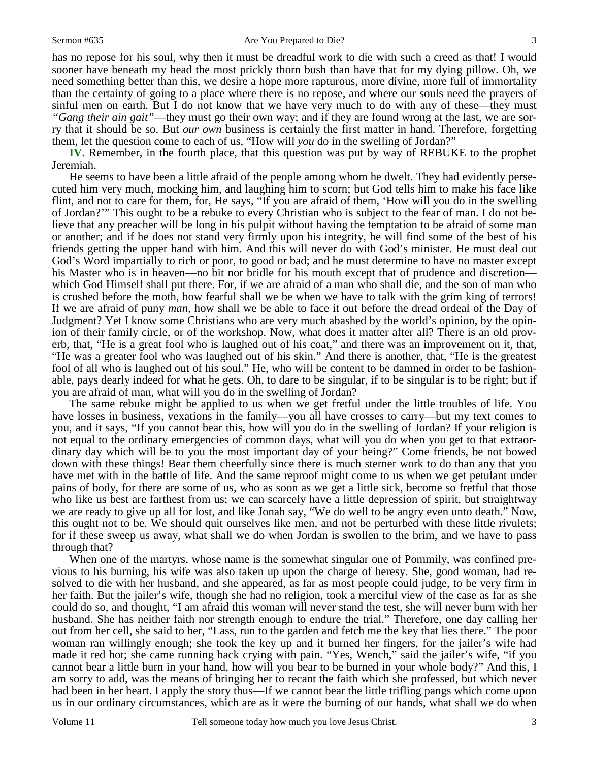has no repose for his soul, why then it must be dreadful work to die with such a creed as that! I would sooner have beneath my head the most prickly thorn bush than have that for my dying pillow. Oh, we need something better than this, we desire a hope more rapturous, more divine, more full of immortality than the certainty of going to a place where there is no repose, and where our souls need the prayers of sinful men on earth. But I do not know that we have very much to do with any of these—they must *"Gang their ain gait"*—they must go their own way; and if they are found wrong at the last, we are sorry that it should be so. But *our own* business is certainly the first matter in hand. Therefore, forgetting them, let the question come to each of us, "How will *you* do in the swelling of Jordan?"

**IV.** Remember, in the fourth place, that this question was put by way of REBUKE to the prophet Jeremiah.

He seems to have been a little afraid of the people among whom he dwelt. They had evidently persecuted him very much, mocking him, and laughing him to scorn; but God tells him to make his face like flint, and not to care for them, for, He says, "If you are afraid of them, 'How will you do in the swelling of Jordan?'" This ought to be a rebuke to every Christian who is subject to the fear of man. I do not believe that any preacher will be long in his pulpit without having the temptation to be afraid of some man or another; and if he does not stand very firmly upon his integrity, he will find some of the best of his friends getting the upper hand with him. And this will never do with God's minister. He must deal out God's Word impartially to rich or poor, to good or bad; and he must determine to have no master except his Master who is in heaven—no bit nor bridle for his mouth except that of prudence and discretion—which God Himself shall put there. For, if we are afraid of a man who shall die, and the son of man who is crushed before the moth, how fearful shall we be when we have to talk with the grim king of terrors! If we are afraid of puny *man,* how shall we be able to face it out before the dread ordeal of the Day of Judgment? Yet I know some Christians who are very much abashed by the world's opinion, by the opinion of their family circle, or of the workshop. Now, what does it matter after all? There is an old proverb, that, "He is a great fool who is laughed out of his coat," and there was an improvement on it, that, "He was a greater fool who was laughed out of his skin." And there is another, that, "He is the greatest fool of all who is laughed out of his soul." He, who will be content to be damned in order to be fashionable, pays dearly indeed for what he gets. Oh, to dare to be singular, if to be singular is to be right; but if you are afraid of man, what will you do in the swelling of Jordan?

The same rebuke might be applied to us when we get fretful under the little troubles of life. You have losses in business, vexations in the family—you all have crosses to carry—but my text comes to you, and it says, "If you cannot bear this, how will you do in the swelling of Jordan? If your religion is not equal to the ordinary emergencies of common days, what will you do when you get to that extraordinary day which will be to you the most important day of your being?" Come friends, be not bowed down with these things! Bear them cheerfully since there is much sterner work to do than any that you have met with in the battle of life. And the same reproof might come to us when we get petulant under pains of body, for there are some of us, who as soon as we get a little sick, become so fretful that those who like us best are farthest from us; we can scarcely have a little depression of spirit, but straightway we are ready to give up all for lost, and like Jonah say, "We do well to be angry even unto death." Now, this ought not to be. We should quit ourselves like men, and not be perturbed with these little rivulets; for if these sweep us away, what shall we do when Jordan is swollen to the brim, and we have to pass through that?

When one of the martyrs, whose name is the somewhat singular one of Pommily, was confined previous to his burning, his wife was also taken up upon the charge of heresy. She, good woman, had resolved to die with her husband, and she appeared, as far as most people could judge, to be very firm in her faith. But the jailer's wife, though she had no religion, took a merciful view of the case as far as she could do so, and thought, "I am afraid this woman will never stand the test, she will never burn with her husband. She has neither faith nor strength enough to endure the trial." Therefore, one day calling her out from her cell, she said to her, "Lass, run to the garden and fetch me the key that lies there." The poor woman ran willingly enough; she took the key up and it burned her fingers, for the jailer's wife had made it red hot; she came running back crying with pain. "Yes, Wench," said the jailer's wife, "if you cannot bear a little burn in your hand, how will you bear to be burned in your whole body?" And this, I am sorry to add, was the means of bringing her to recant the faith which she professed, but which never had been in her heart. I apply the story thus—If we cannot bear the little trifling pangs which come upon us in our ordinary circumstances, which are as it were the burning of our hands, what shall we do when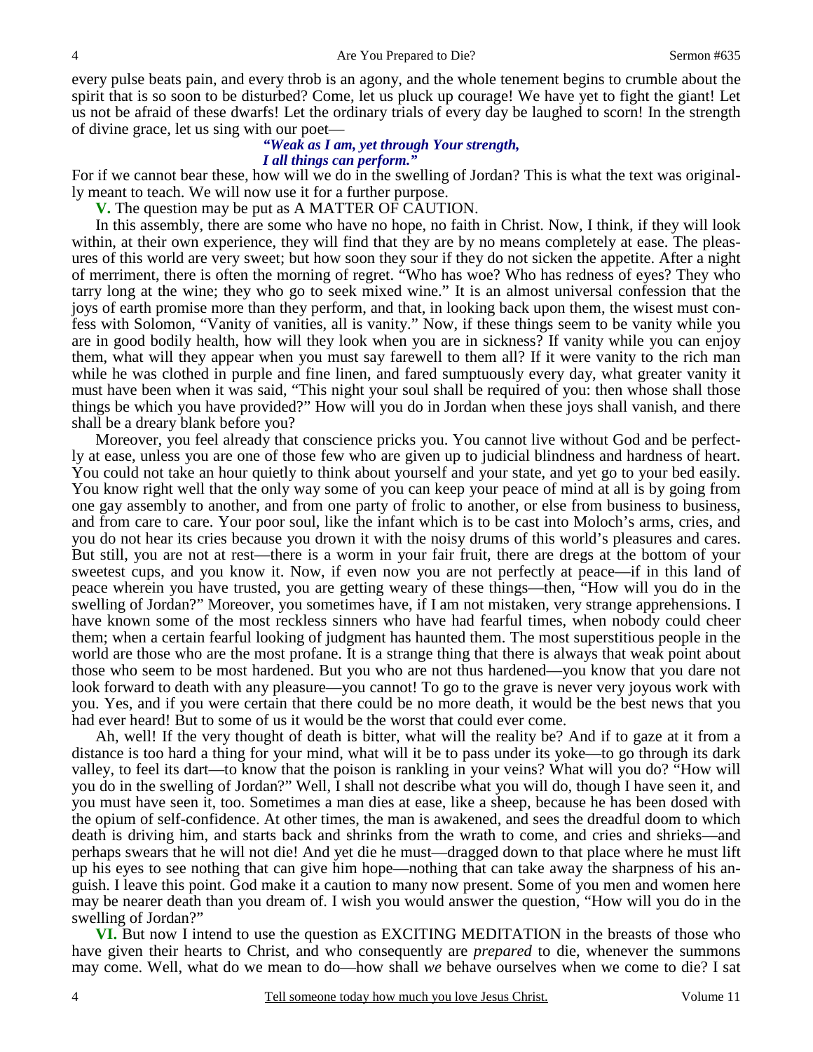every pulse beats pain, and every throb is an agony, and the whole tenement begins to crumble about the spirit that is so soon to be disturbed? Come, let us pluck up courage! We have yet to fight the giant! Let us not be afraid of these dwarfs! Let the ordinary trials of every day be laughed to scorn! In the strength of divine grace, let us sing with our poet—

> ***"Weak as I am, yet through Your strength,***
> ***I all things can perform."***

For if we cannot bear these, how will we do in the swelling of Jordan? This is what the text was originally meant to teach. We will now use it for a further purpose.

**V.** The question may be put as A MATTER OF CAUTION.

In this assembly, there are some who have no hope, no faith in Christ. Now, I think, if they will look within, at their own experience, they will find that they are by no means completely at ease. The pleasures of this world are very sweet; but how soon they sour if they do not sicken the appetite. After a night of merriment, there is often the morning of regret. "Who has woe? Who has redness of eyes? They who tarry long at the wine; they who go to seek mixed wine." It is an almost universal confession that the joys of earth promise more than they perform, and that, in looking back upon them, the wisest must confess with Solomon, "Vanity of vanities, all is vanity." Now, if these things seem to be vanity while you are in good bodily health, how will they look when you are in sickness? If vanity while you can enjoy them, what will they appear when you must say farewell to them all? If it were vanity to the rich man while he was clothed in purple and fine linen, and fared sumptuously every day, what greater vanity it must have been when it was said, "This night your soul shall be required of you: then whose shall those things be which you have provided?" How will you do in Jordan when these joys shall vanish, and there shall be a dreary blank before you?

Moreover, you feel already that conscience pricks you. You cannot live without God and be perfectly at ease, unless you are one of those few who are given up to judicial blindness and hardness of heart. You could not take an hour quietly to think about yourself and your state, and yet go to your bed easily. You know right well that the only way some of you can keep your peace of mind at all is by going from one gay assembly to another, and from one party of frolic to another, or else from business to business, and from care to care. Your poor soul, like the infant which is to be cast into Moloch's arms, cries, and you do not hear its cries because you drown it with the noisy drums of this world's pleasures and cares. But still, you are not at rest—there is a worm in your fair fruit, there are dregs at the bottom of your sweetest cups, and you know it. Now, if even now you are not perfectly at peace—if in this land of peace wherein you have trusted, you are getting weary of these things—then, "How will you do in the swelling of Jordan?" Moreover, you sometimes have, if I am not mistaken, very strange apprehensions. I have known some of the most reckless sinners who have had fearful times, when nobody could cheer them; when a certain fearful looking of judgment has haunted them. The most superstitious people in the world are those who are the most profane. It is a strange thing that there is always that weak point about those who seem to be most hardened. But you who are not thus hardened—you know that you dare not look forward to death with any pleasure—you cannot! To go to the grave is never very joyous work with you. Yes, and if you were certain that there could be no more death, it would be the best news that you had ever heard! But to some of us it would be the worst that could ever come.

Ah, well! If the very thought of death is bitter, what will the reality be? And if to gaze at it from a distance is too hard a thing for your mind, what will it be to pass under its yoke—to go through its dark valley, to feel its dart—to know that the poison is rankling in your veins? What will you do? "How will you do in the swelling of Jordan?" Well, I shall not describe what you will do, though I have seen it, and you must have seen it, too. Sometimes a man dies at ease, like a sheep, because he has been dosed with the opium of self-confidence. At other times, the man is awakened, and sees the dreadful doom to which death is driving him, and starts back and shrinks from the wrath to come, and cries and shrieks—and perhaps swears that he will not die! And yet die he must—dragged down to that place where he must lift up his eyes to see nothing that can give him hope—nothing that can take away the sharpness of his anguish. I leave this point. God make it a caution to many now present. Some of you men and women here may be nearer death than you dream of. I wish you would answer the question, "How will you do in the swelling of Jordan?"

**VI.** But now I intend to use the question as EXCITING MEDITATION in the breasts of those who have given their hearts to Christ, and who consequently are *prepared* to die, whenever the summons may come. Well, what do we mean to do—how shall *we* behave ourselves when we come to die? I sat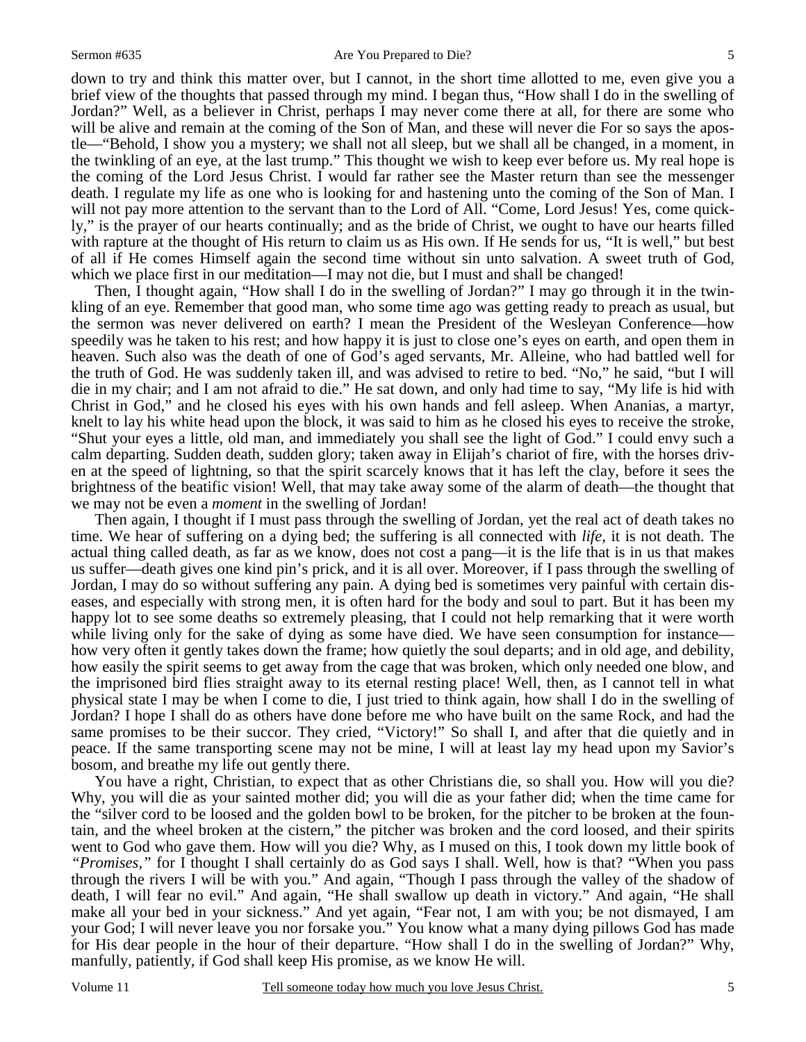down to try and think this matter over, but I cannot, in the short time allotted to me, even give you a brief view of the thoughts that passed through my mind. I began thus, "How shall I do in the swelling of Jordan?" Well, as a believer in Christ, perhaps I may never come there at all, for there are some who will be alive and remain at the coming of the Son of Man, and these will never die For so says the apostle—"Behold, I show you a mystery; we shall not all sleep, but we shall all be changed, in a moment, in the twinkling of an eye, at the last trump." This thought we wish to keep ever before us. My real hope is the coming of the Lord Jesus Christ. I would far rather see the Master return than see the messenger death. I regulate my life as one who is looking for and hastening unto the coming of the Son of Man. I will not pay more attention to the servant than to the Lord of All. "Come, Lord Jesus! Yes, come quickly," is the prayer of our hearts continually; and as the bride of Christ, we ought to have our hearts filled with rapture at the thought of His return to claim us as His own. If He sends for us, "It is well," but best of all if He comes Himself again the second time without sin unto salvation. A sweet truth of God, which we place first in our meditation—I may not die, but I must and shall be changed!

Then, I thought again, "How shall I do in the swelling of Jordan?" I may go through it in the twinkling of an eye. Remember that good man, who some time ago was getting ready to preach as usual, but the sermon was never delivered on earth? I mean the President of the Wesleyan Conference—how speedily was he taken to his rest; and how happy it is just to close one's eyes on earth, and open them in heaven. Such also was the death of one of God's aged servants, Mr. Alleine, who had battled well for the truth of God. He was suddenly taken ill, and was advised to retire to bed. "No," he said, "but I will die in my chair; and I am not afraid to die." He sat down, and only had time to say, "My life is hid with Christ in God," and he closed his eyes with his own hands and fell asleep. When Ananias, a martyr, knelt to lay his white head upon the block, it was said to him as he closed his eyes to receive the stroke, "Shut your eyes a little, old man, and immediately you shall see the light of God." I could envy such a calm departing. Sudden death, sudden glory; taken away in Elijah's chariot of fire, with the horses driven at the speed of lightning, so that the spirit scarcely knows that it has left the clay, before it sees the brightness of the beatific vision! Well, that may take away some of the alarm of death—the thought that we may not be even a *moment* in the swelling of Jordan!

Then again, I thought if I must pass through the swelling of Jordan, yet the real act of death takes no time. We hear of suffering on a dying bed; the suffering is all connected with *life*, it is not death. The actual thing called death, as far as we know, does not cost a pang—it is the life that is in us that makes us suffer—death gives one kind pin's prick, and it is all over. Moreover, if I pass through the swelling of Jordan, I may do so without suffering any pain. A dying bed is sometimes very painful with certain diseases, and especially with strong men, it is often hard for the body and soul to part. But it has been my happy lot to see some deaths so extremely pleasing, that I could not help remarking that it were worth while living only for the sake of dying as some have died. We have seen consumption for instance—how very often it gently takes down the frame; how quietly the soul departs; and in old age, and debility, how easily the spirit seems to get away from the cage that was broken, which only needed one blow, and the imprisoned bird flies straight away to its eternal resting place! Well, then, as I cannot tell in what physical state I may be when I come to die, I just tried to think again, how shall I do in the swelling of Jordan? I hope I shall do as others have done before me who have built on the same Rock, and had the same promises to be their succor. They cried, "Victory!" So shall I, and after that die quietly and in peace. If the same transporting scene may not be mine, I will at least lay my head upon my Savior's bosom, and breathe my life out gently there.

You have a right, Christian, to expect that as other Christians die, so shall you. How will you die? Why, you will die as your sainted mother did; you will die as your father did; when the time came for the "silver cord to be loosed and the golden bowl to be broken, for the pitcher to be broken at the fountain, and the wheel broken at the cistern," the pitcher was broken and the cord loosed, and their spirits went to God who gave them. How will you die? Why, as I mused on this, I took down my little book of *"Promises,"* for I thought I shall certainly do as God says I shall. Well, how is that? "When you pass through the rivers I will be with you." And again, "Though I pass through the valley of the shadow of death, I will fear no evil." And again, "He shall swallow up death in victory." And again, "He shall make all your bed in your sickness." And yet again, "Fear not, I am with you; be not dismayed, I am your God; I will never leave you nor forsake you." You know what a many dying pillows God has made for His dear people in the hour of their departure. "How shall I do in the swelling of Jordan?" Why, manfully, patiently, if God shall keep His promise, as we know He will.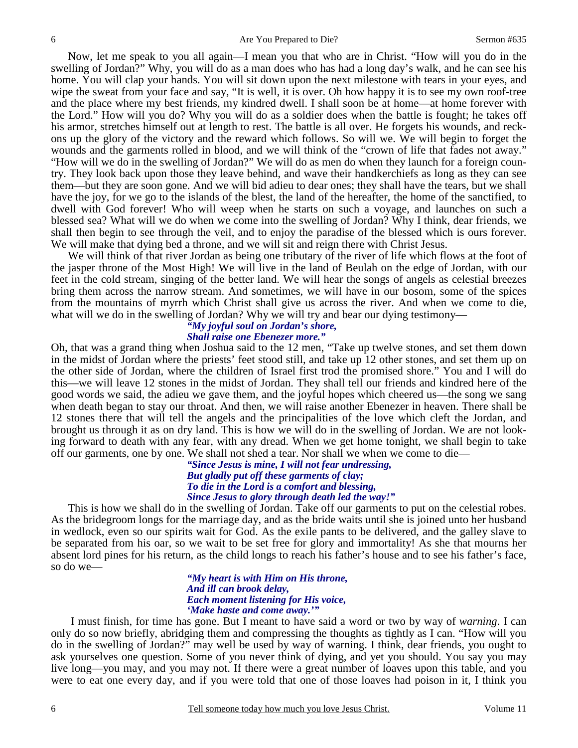Now, let me speak to you all again—I mean you that who are in Christ. "How will you do in the swelling of Jordan?" Why, you will do as a man does who has had a long day's walk, and he can see his home. You will clap your hands. You will sit down upon the next milestone with tears in your eyes, and wipe the sweat from your face and say, "It is well, it is over. Oh how happy it is to see my own roof-tree and the place where my best friends, my kindred dwell. I shall soon be at home—at home forever with the Lord." How will you do? Why you will do as a soldier does when the battle is fought; he takes off his armor, stretches himself out at length to rest. The battle is all over. He forgets his wounds, and reckons up the glory of the victory and the reward which follows. So will we. We will begin to forget the wounds and the garments rolled in blood, and we will think of the "crown of life that fades not away." "How will we do in the swelling of Jordan?" We will do as men do when they launch for a foreign country. They look back upon those they leave behind, and wave their handkerchiefs as long as they can see them—but they are soon gone. And we will bid adieu to dear ones; they shall have the tears, but we shall have the joy, for we go to the islands of the blest, the land of the hereafter, the home of the sanctified, to dwell with God forever! Who will weep when he starts on such a voyage, and launches on such a blessed sea? What will we do when we come into the swelling of Jordan? Why I think, dear friends, we shall then begin to see through the veil, and to enjoy the paradise of the blessed which is ours forever. We will make that dying bed a throne, and we will sit and reign there with Christ Jesus.

We will think of that river Jordan as being one tributary of the river of life which flows at the foot of the jasper throne of the Most High! We will live in the land of Beulah on the edge of Jordan, with our feet in the cold stream, singing of the better land. We will hear the songs of angels as celestial breezes bring them across the narrow stream. And sometimes, we will have in our bosom, some of the spices from the mountains of myrrh which Christ shall give us across the river. And when we come to die, what will we do in the swelling of Jordan? Why we will try and bear our dying testimony—

> ***"My joyful soul on Jordan's shore,***
> ***Shall raise one Ebenezer more."***

Oh, that was a grand thing when Joshua said to the 12 men, "Take up twelve stones, and set them down in the midst of Jordan where the priests' feet stood still, and take up 12 other stones, and set them up on the other side of Jordan, where the children of Israel first trod the promised shore." You and I will do this—we will leave 12 stones in the midst of Jordan. They shall tell our friends and kindred here of the good words we said, the adieu we gave them, and the joyful hopes which cheered us—the song we sang when death began to stay our throat. And then, we will raise another Ebenezer in heaven. There shall be 12 stones there that will tell the angels and the principalities of the love which cleft the Jordan, and brought us through it as on dry land. This is how we will do in the swelling of Jordan. We are not looking forward to death with any fear, with any dread. When we get home tonight, we shall begin to take off our garments, one by one. We shall not shed a tear. Nor shall we when we come to die—

> ***"Since Jesus is mine, I will not fear undressing,***
> ***But gladly put off these garments of clay;***
> ***To die in the Lord is a comfort and blessing,***
> ***Since Jesus to glory through death led the way!"***

This is how we shall do in the swelling of Jordan. Take off our garments to put on the celestial robes. As the bridegroom longs for the marriage day, and as the bride waits until she is joined unto her husband in wedlock, even so our spirits wait for God. As the exile pants to be delivered, and the galley slave to be separated from his oar, so we wait to be set free for glory and immortality! As she that mourns her absent lord pines for his return, as the child longs to reach his father's house and to see his father's face, so do we—

> ***"My heart is with Him on His throne,***
> ***And ill can brook delay,***
> ***Each moment listening for His voice,***
> ***'Make haste and come away.'"***

I must finish, for time has gone. But I meant to have said a word or two by way of *warning*. I can only do so now briefly, abridging them and compressing the thoughts as tightly as I can. "How will you do in the swelling of Jordan?" may well be used by way of warning. I think, dear friends, you ought to ask yourselves one question. Some of you never think of dying, and yet you should. You say you may live long—you may, and you may not. If there were a great number of loaves upon this table, and you were to eat one every day, and if you were told that one of those loaves had poison in it, I think you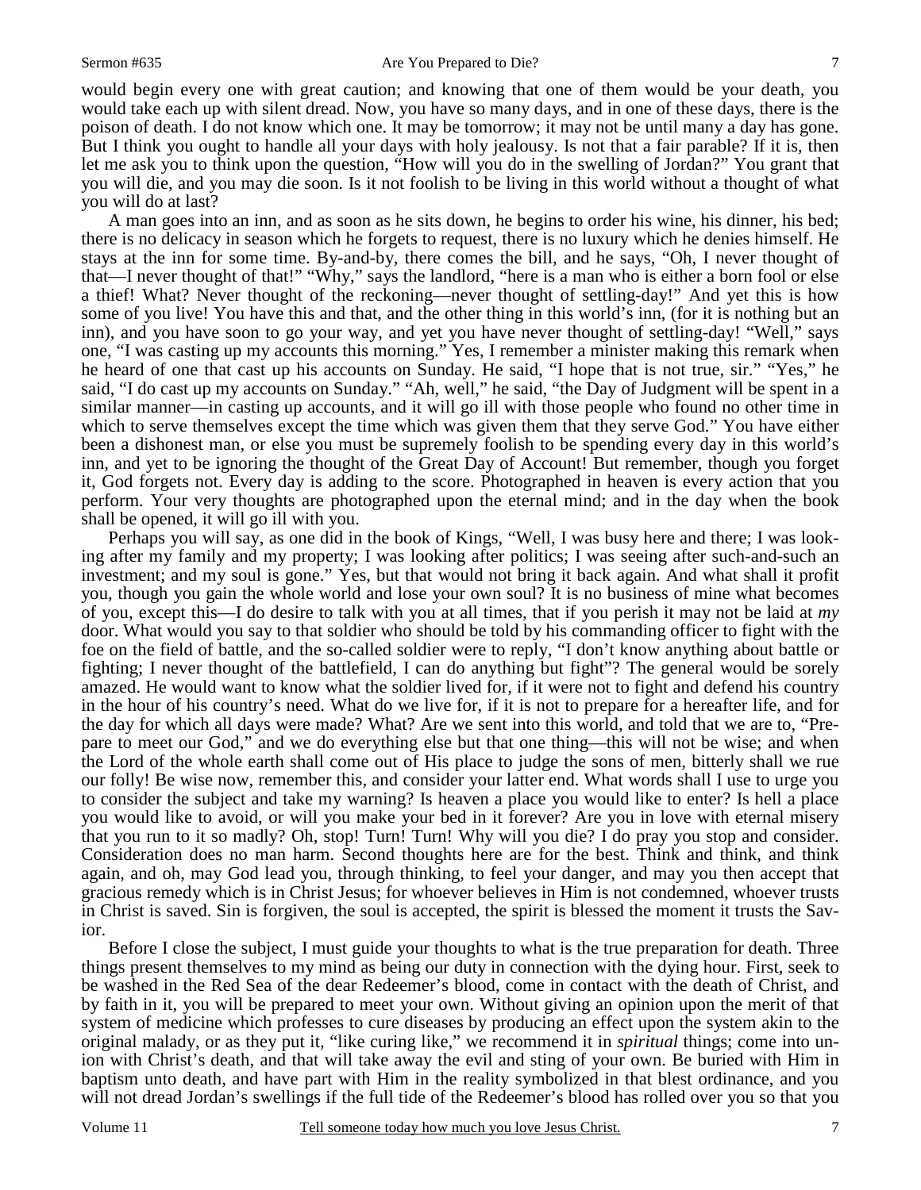would begin every one with great caution; and knowing that one of them would be your death, you would take each up with silent dread. Now, you have so many days, and in one of these days, there is the poison of death. I do not know which one. It may be tomorrow; it may not be until many a day has gone. But I think you ought to handle all your days with holy jealousy. Is not that a fair parable? If it is, then let me ask you to think upon the question, "How will you do in the swelling of Jordan?" You grant that you will die, and you may die soon. Is it not foolish to be living in this world without a thought of what you will do at last?

A man goes into an inn, and as soon as he sits down, he begins to order his wine, his dinner, his bed; there is no delicacy in season which he forgets to request, there is no luxury which he denies himself. He stays at the inn for some time. By-and-by, there comes the bill, and he says, "Oh, I never thought of that—I never thought of that!" "Why," says the landlord, "here is a man who is either a born fool or else a thief! What? Never thought of the reckoning—never thought of settling-day!" And yet this is how some of you live! You have this and that, and the other thing in this world's inn, (for it is nothing but an inn), and you have soon to go your way, and yet you have never thought of settling-day! "Well," says one, "I was casting up my accounts this morning." Yes, I remember a minister making this remark when he heard of one that cast up his accounts on Sunday. He said, "I hope that is not true, sir." "Yes," he said, "I do cast up my accounts on Sunday." "Ah, well," he said, "the Day of Judgment will be spent in a similar manner—in casting up accounts, and it will go ill with those people who found no other time in which to serve themselves except the time which was given them that they serve God." You have either been a dishonest man, or else you must be supremely foolish to be spending every day in this world's inn, and yet to be ignoring the thought of the Great Day of Account! But remember, though you forget it, God forgets not. Every day is adding to the score. Photographed in heaven is every action that you perform. Your very thoughts are photographed upon the eternal mind; and in the day when the book shall be opened, it will go ill with you.

Perhaps you will say, as one did in the book of Kings, "Well, I was busy here and there; I was looking after my family and my property; I was looking after politics; I was seeing after such-and-such an investment; and my soul is gone." Yes, but that would not bring it back again. And what shall it profit you, though you gain the whole world and lose your own soul? It is no business of mine what becomes of you, except this—I do desire to talk with you at all times, that if you perish it may not be laid at *my* door. What would you say to that soldier who should be told by his commanding officer to fight with the foe on the field of battle, and the so-called soldier were to reply, "I don't know anything about battle or fighting; I never thought of the battlefield, I can do anything but fight"? The general would be sorely amazed. He would want to know what the soldier lived for, if it were not to fight and defend his country in the hour of his country's need. What do we live for, if it is not to prepare for a hereafter life, and for the day for which all days were made? What? Are we sent into this world, and told that we are to, "Prepare to meet our God," and we do everything else but that one thing—this will not be wise; and when the Lord of the whole earth shall come out of His place to judge the sons of men, bitterly shall we rue our folly! Be wise now, remember this, and consider your latter end. What words shall I use to urge you to consider the subject and take my warning? Is heaven a place you would like to enter? Is hell a place you would like to avoid, or will you make your bed in it forever? Are you in love with eternal misery that you run to it so madly? Oh, stop! Turn! Turn! Why will you die? I do pray you stop and consider. Consideration does no man harm. Second thoughts here are for the best. Think and think, and think again, and oh, may God lead you, through thinking, to feel your danger, and may you then accept that gracious remedy which is in Christ Jesus; for whoever believes in Him is not condemned, whoever trusts in Christ is saved. Sin is forgiven, the soul is accepted, the spirit is blessed the moment it trusts the Savior.

Before I close the subject, I must guide your thoughts to what is the true preparation for death. Three things present themselves to my mind as being our duty in connection with the dying hour. First, seek to be washed in the Red Sea of the dear Redeemer's blood, come in contact with the death of Christ, and by faith in it, you will be prepared to meet your own. Without giving an opinion upon the merit of that system of medicine which professes to cure diseases by producing an effect upon the system akin to the original malady, or as they put it, "like curing like," we recommend it in *spiritual* things; come into union with Christ's death, and that will take away the evil and sting of your own. Be buried with Him in baptism unto death, and have part with Him in the reality symbolized in that blest ordinance, and you will not dread Jordan's swellings if the full tide of the Redeemer's blood has rolled over you so that you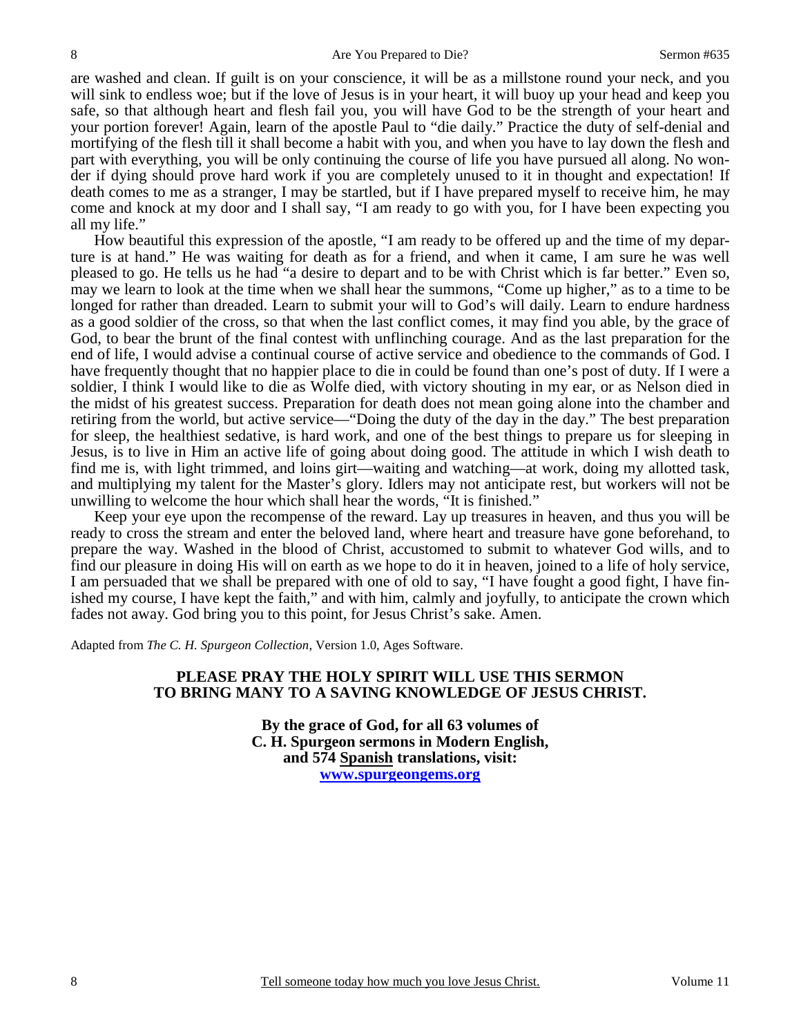are washed and clean. If guilt is on your conscience, it will be as a millstone round your neck, and you will sink to endless woe; but if the love of Jesus is in your heart, it will buoy up your head and keep you safe, so that although heart and flesh fail you, you will have God to be the strength of your heart and your portion forever! Again, learn of the apostle Paul to "die daily." Practice the duty of self-denial and mortifying of the flesh till it shall become a habit with you, and when you have to lay down the flesh and part with everything, you will be only continuing the course of life you have pursued all along. No wonder if dying should prove hard work if you are completely unused to it in thought and expectation! If death comes to me as a stranger, I may be startled, but if I have prepared myself to receive him, he may come and knock at my door and I shall say, "I am ready to go with you, for I have been expecting you all my life."

How beautiful this expression of the apostle, "I am ready to be offered up and the time of my departure is at hand." He was waiting for death as for a friend, and when it came, I am sure he was well pleased to go. He tells us he had "a desire to depart and to be with Christ which is far better." Even so, may we learn to look at the time when we shall hear the summons, "Come up higher," as to a time to be longed for rather than dreaded. Learn to submit your will to God's will daily. Learn to endure hardness as a good soldier of the cross, so that when the last conflict comes, it may find you able, by the grace of God, to bear the brunt of the final contest with unflinching courage. And as the last preparation for the end of life, I would advise a continual course of active service and obedience to the commands of God. I have frequently thought that no happier place to die in could be found than one's post of duty. If I were a soldier, I think I would like to die as Wolfe died, with victory shouting in my ear, or as Nelson died in the midst of his greatest success. Preparation for death does not mean going alone into the chamber and retiring from the world, but active service—"Doing the duty of the day in the day." The best preparation for sleep, the healthiest sedative, is hard work, and one of the best things to prepare us for sleeping in Jesus, is to live in Him an active life of going about doing good. The attitude in which I wish death to find me is, with light trimmed, and loins girt—waiting and watching—at work, doing my allotted task, and multiplying my talent for the Master's glory. Idlers may not anticipate rest, but workers will not be unwilling to welcome the hour which shall hear the words, "It is finished."

Keep your eye upon the recompense of the reward. Lay up treasures in heaven, and thus you will be ready to cross the stream and enter the beloved land, where heart and treasure have gone beforehand, to prepare the way. Washed in the blood of Christ, accustomed to submit to whatever God wills, and to find our pleasure in doing His will on earth as we hope to do it in heaven, joined to a life of holy service, I am persuaded that we shall be prepared with one of old to say, "I have fought a good fight, I have finished my course, I have kept the faith," and with him, calmly and joyfully, to anticipate the crown which fades not away. God bring you to this point, for Jesus Christ's sake. Amen.

Adapted from *The C. H. Spurgeon Collection*, Version 1.0, Ages Software.

**PLEASE PRAY THE HOLY SPIRIT WILL USE THIS SERMON TO BRING MANY TO A SAVING KNOWLEDGE OF JESUS CHRIST.**

**By the grace of God, for all 63 volumes of C. H. Spurgeon sermons in Modern English, and 574 Spanish translations, visit: www.spurgeongems.org**